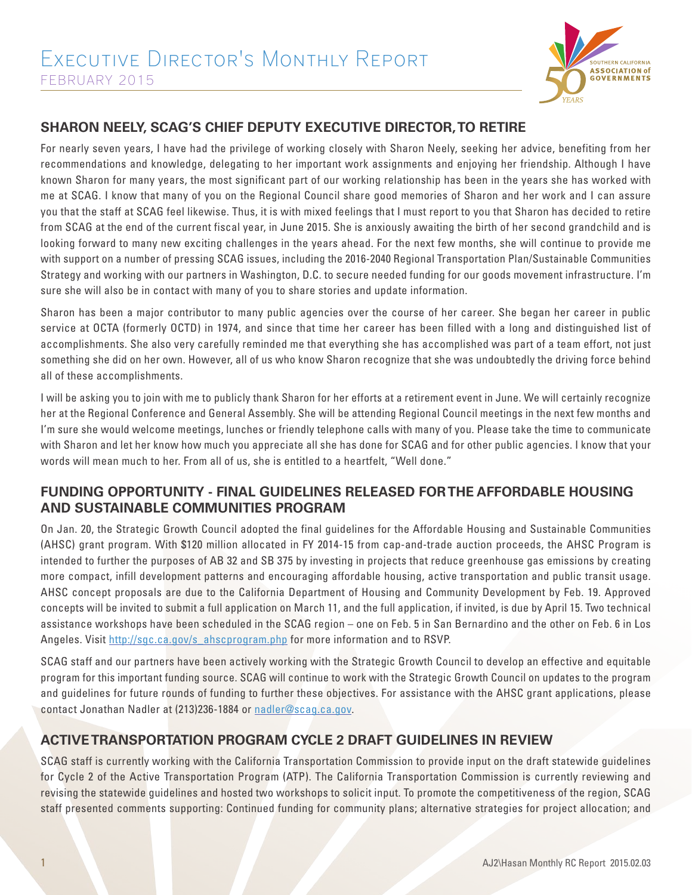# Executive Director's Monthly Report

FEBRUARY 2015

## SHARON NEELY, SCAG'S CHIEF DEPUTY EXECUTIVE DIRECTOR, TO RETIRE

For nearly seven years, I have had the privilege of working closely with Sharon Neely, seeking her advice, benefiting from her recommendations and knowledge, delegating to her important work assignments and enjoying her friendship. Although I have known Sharon for many years, the most significant part of our working relationship has been in the years she has worked with me at SCAG. I know that many of you on the Regional Council share good memories of Sharon and her work and I can assure you that the staff at SCAG feel likewise. Thus, it is with mixed feelings that I must report to you that Sharon has decided to retire from SCAG at the end of the current fiscal year, in June 2015. She is anxiously awaiting the birth of her second grandchild and is looking forward to many new exciting challenges in the years ahead. For the next few months, she will continue to provide me with support on a number of pressing SCAG issues, including the 2016-2040 Regional Transportation Plan/Sustainable Communities Strategy and working with our partners in Washington, D.C. to secure needed funding for our goods movement infrastructure. I'm sure she will also be in contact with many of you to share stories and update information.

Sharon has been a major contributor to many public agencies over the course of her career. She began her career in public service at OCTA (formerly OCTD) in 1974, and since that time her career has been filled with a long and distinguished list of accomplishments. She also very carefully reminded me that everything she has accomplished was part of a team effort, not just something she did on her own. However, all of us who know Sharon recognize that she was undoubtedly the driving force behind all of these accomplishments.

I will be asking you to join with me to publicly thank Sharon for her efforts at a retirement event in June. We will certainly recognize her at the Regional Conference and General Assembly. She will be attending Regional Council meetings in the next few months and I'm sure she would welcome meetings, lunches or friendly telephone calls with many of you. Please take the time to communicate with Sharon and let her know how much you appreciate all she has done for SCAG and for other public agencies. I know that your words will mean much to her. From all of us, she is entitled to a heartfelt, "Well done."

## FUNDING OPPORTUNITY - FINAL GUIDELINES RELEASED FOR THE AFFORDABLE HOUSING AND SUSTAINABLE COMMUNITIES PROGRAM

On Jan. 20, the Strategic Growth Council adopted the final guidelines for the Affordable Housing and Sustainable Communities (AHSC) grant program. With $120 million allocated in FY 2014-15 from cap-and-trade auction proceeds, the AHSC Program is intended to further the purposes of AB 32 and SB 375 by investing in projects that reduce greenhouse gas emissions by creating more compact, infill development patterns and encouraging affordable housing, active transportation and public transit usage. AHSC concept proposals are due to the California Department of Housing and Community Development by Feb. 19. Approved concepts will be invited to submit a full application on March 11, and the full application, if invited, is due by April 15. Two technical assistance workshops have been scheduled in the SCAG region – one on Feb. 5 in San Bernardino and the other on Feb. 6 in Los Angeles. Visit [http://sgc.ca.gov/s_ahscprogram.php](http://sgc.ca.gov/s_ahscprogram.php) for more information and to RSVP.

SCAG staff and our partners have been actively working with the Strategic Growth Council to develop an effective and equitable program for this important funding source. SCAG will continue to work with the Strategic Growth Council on updates to the program and guidelines for future rounds of funding to further these objectives. For assistance with the AHSC grant applications, please contact Jonathan Nadler at (213)236-1884 or [nadler@scag.ca.gov](mailto:nadler@scag.ca.gov).

## ACTIVE TRANSPORTATION PROGRAM CYCLE 2 DRAFT GUIDELINES IN REVIEW

SCAG staff is currently working with the California Transportation Commission to provide input on the draft statewide guidelines for Cycle 2 of the Active Transportation Program (ATP). The California Transportation Commission is currently reviewing and revising the statewide guidelines and hosted two workshops to solicit input. To promote the competitiveness of the region, SCAG staff presented comments supporting: Continued funding for community plans; alternative strategies for project allocation; and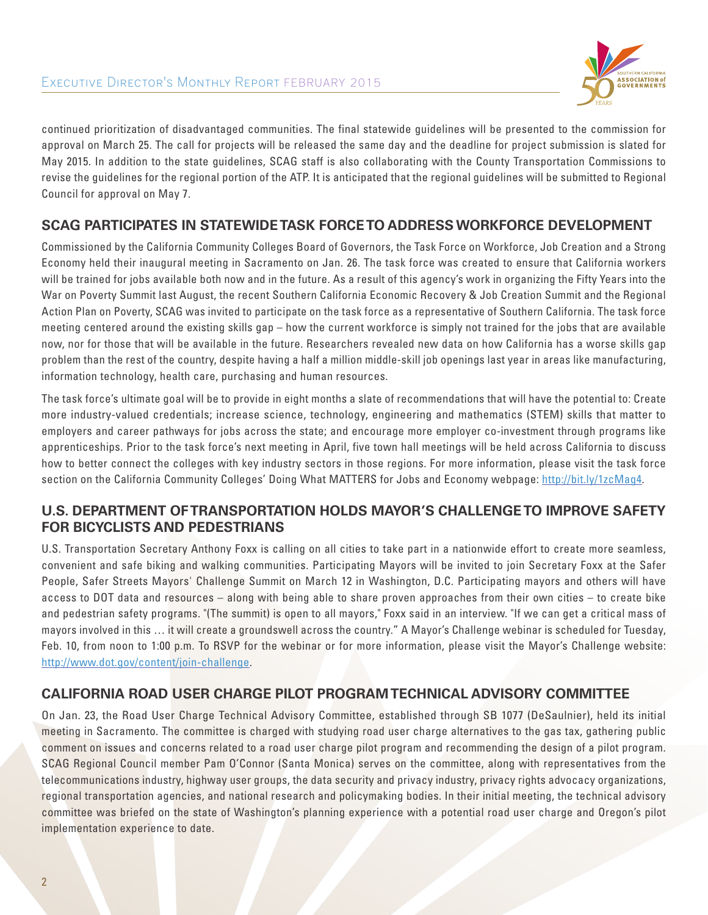continued prioritization of disadvantaged communities. The final statewide guidelines will be presented to the commission for approval on March 25. The call for projects will be released the same day and the deadline for project submission is slated for May 2015. In addition to the state guidelines, SCAG staff is also collaborating with the County Transportation Commissions to revise the guidelines for the regional portion of the ATP. It is anticipated that the regional guidelines will be submitted to Regional Council for approval on May 7.

## SCAG PARTICIPATES IN STATEWIDE TASK FORCE TO ADDRESS WORKFORCE DEVELOPMENT

Commissioned by the California Community Colleges Board of Governors, the Task Force on Workforce, Job Creation and a Strong Economy held their inaugural meeting in Sacramento on Jan. 26. The task force was created to ensure that California workers will be trained for jobs available both now and in the future. As a result of this agency's work in organizing the Fifty Years into the War on Poverty Summit last August, the recent Southern California Economic Recovery & Job Creation Summit and the Regional Action Plan on Poverty, SCAG was invited to participate on the task force as a representative of Southern California. The task force meeting centered around the existing skills gap – how the current workforce is simply not trained for the jobs that are available now, nor for those that will be available in the future. Researchers revealed new data on how California has a worse skills gap problem than the rest of the country, despite having a half a million middle-skill job openings last year in areas like manufacturing, information technology, health care, purchasing and human resources.

The task force's ultimate goal will be to provide in eight months a slate of recommendations that will have the potential to: Create more industry-valued credentials; increase science, technology, engineering and mathematics (STEM) skills that matter to employers and career pathways for jobs across the state; and encourage more employer co-investment through programs like apprenticeships. Prior to the task force's next meeting in April, five town hall meetings will be held across California to discuss how to better connect the colleges with key industry sectors in those regions. For more information, please visit the task force section on the California Community Colleges' Doing What MATTERS for Jobs and Economy webpage: http://bit.ly/1zcMag4.

## U.S. DEPARTMENT OF TRANSPORTATION HOLDS MAYOR'S CHALLENGE TO IMPROVE SAFETY FOR BICYCLISTS AND PEDESTRIANS

U.S. Transportation Secretary Anthony Foxx is calling on all cities to take part in a nationwide effort to create more seamless, convenient and safe biking and walking communities. Participating Mayors will be invited to join Secretary Foxx at the Safer People, Safer Streets Mayors' Challenge Summit on March 12 in Washington, D.C. Participating mayors and others will have access to DOT data and resources – along with being able to share proven approaches from their own cities – to create bike and pedestrian safety programs. "(The summit) is open to all mayors," Foxx said in an interview. "If we can get a critical mass of mayors involved in this … it will create a groundswell across the country." A Mayor's Challenge webinar is scheduled for Tuesday, Feb. 10, from noon to 1:00 p.m. To RSVP for the webinar or for more information, please visit the Mayor's Challenge website: http://www.dot.gov/content/join-challenge.

## CALIFORNIA ROAD USER CHARGE PILOT PROGRAM TECHNICAL ADVISORY COMMITTEE

On Jan. 23, the Road User Charge Technical Advisory Committee, established through SB 1077 (DeSaulnier), held its initial meeting in Sacramento. The committee is charged with studying road user charge alternatives to the gas tax, gathering public comment on issues and concerns related to a road user charge pilot program and recommending the design of a pilot program. SCAG Regional Council member Pam O'Connor (Santa Monica) serves on the committee, along with representatives from the telecommunications industry, highway user groups, the data security and privacy industry, privacy rights advocacy organizations, regional transportation agencies, and national research and policymaking bodies. In their initial meeting, the technical advisory committee was briefed on the state of Washington's planning experience with a potential road user charge and Oregon's pilot implementation experience to date.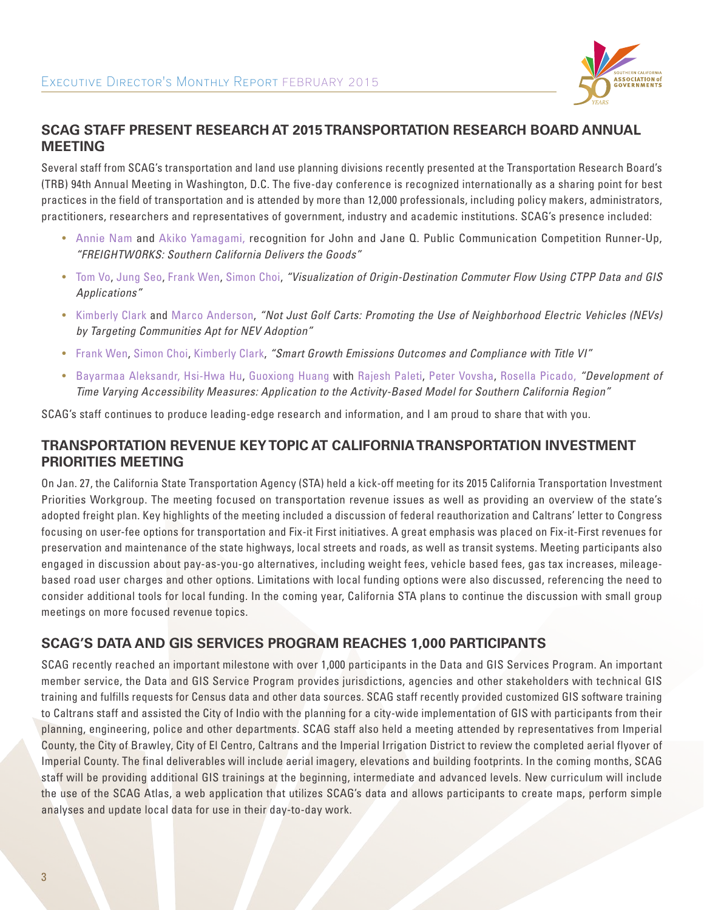## SCAG STAFF PRESENT RESEARCH AT 2015 TRANSPORTATION RESEARCH BOARD ANNUAL MEETING

Several staff from SCAG's transportation and land use planning divisions recently presented at the Transportation Research Board's (TRB) 94th Annual Meeting in Washington, D.C. The five-day conference is recognized internationally as a sharing point for best practices in the field of transportation and is attended by more than 12,000 professionals, including policy makers, administrators, practitioners, researchers and representatives of government, industry and academic institutions. SCAG's presence included:

- Annie Nam and Akiko Yamagami, recognition for John and Jane Q. Public Communication Competition Runner-Up, *"FREIGHTWORKS: Southern California Delivers the Goods"*
- Tom Vo, Jung Seo, Frank Wen, Simon Choi, *"Visualization of Origin-Destination Commuter Flow Using CTPP Data and GIS Applications"*
- Kimberly Clark and Marco Anderson, *"Not Just Golf Carts: Promoting the Use of Neighborhood Electric Vehicles (NEVs) by Targeting Communities Apt for NEV Adoption"*
- Frank Wen, Simon Choi, Kimberly Clark, *"Smart Growth Emissions Outcomes and Compliance with Title VI"*
- Bayarmaa Aleksandr, Hsi-Hwa Hu, Guoxiong Huang with Rajesh Paleti, Peter Vovsha, Rosella Picado, *"Development of Time Varying Accessibility Measures: Application to the Activity-Based Model for Southern California Region"*

SCAG's staff continues to produce leading-edge research and information, and I am proud to share that with you.

## TRANSPORTATION REVENUE KEY TOPIC AT CALIFORNIA TRANSPORTATION INVESTMENT PRIORITIES MEETING

On Jan. 27, the California State Transportation Agency (STA) held a kick-off meeting for its 2015 California Transportation Investment Priorities Workgroup. The meeting focused on transportation revenue issues as well as providing an overview of the state's adopted freight plan. Key highlights of the meeting included a discussion of federal reauthorization and Caltrans' letter to Congress focusing on user-fee options for transportation and Fix-it First initiatives. A great emphasis was placed on Fix-it-First revenues for preservation and maintenance of the state highways, local streets and roads, as well as transit systems. Meeting participants also engaged in discussion about pay-as-you-go alternatives, including weight fees, vehicle based fees, gas tax increases, mileage-based road user charges and other options. Limitations with local funding options were also discussed, referencing the need to consider additional tools for local funding. In the coming year, California STA plans to continue the discussion with small group meetings on more focused revenue topics.

## SCAG'S DATA AND GIS SERVICES PROGRAM REACHES 1,000 PARTICIPANTS

SCAG recently reached an important milestone with over 1,000 participants in the Data and GIS Services Program. An important member service, the Data and GIS Service Program provides jurisdictions, agencies and other stakeholders with technical GIS training and fulfills requests for Census data and other data sources. SCAG staff recently provided customized GIS software training to Caltrans staff and assisted the City of Indio with the planning for a city-wide implementation of GIS with participants from their planning, engineering, police and other departments. SCAG staff also held a meeting attended by representatives from Imperial County, the City of Brawley, City of El Centro, Caltrans and the Imperial Irrigation District to review the completed aerial flyover of Imperial County. The final deliverables will include aerial imagery, elevations and building footprints. In the coming months, SCAG staff will be providing additional GIS trainings at the beginning, intermediate and advanced levels. New curriculum will include the use of the SCAG Atlas, a web application that utilizes SCAG's data and allows participants to create maps, perform simple analyses and update local data for use in their day-to-day work.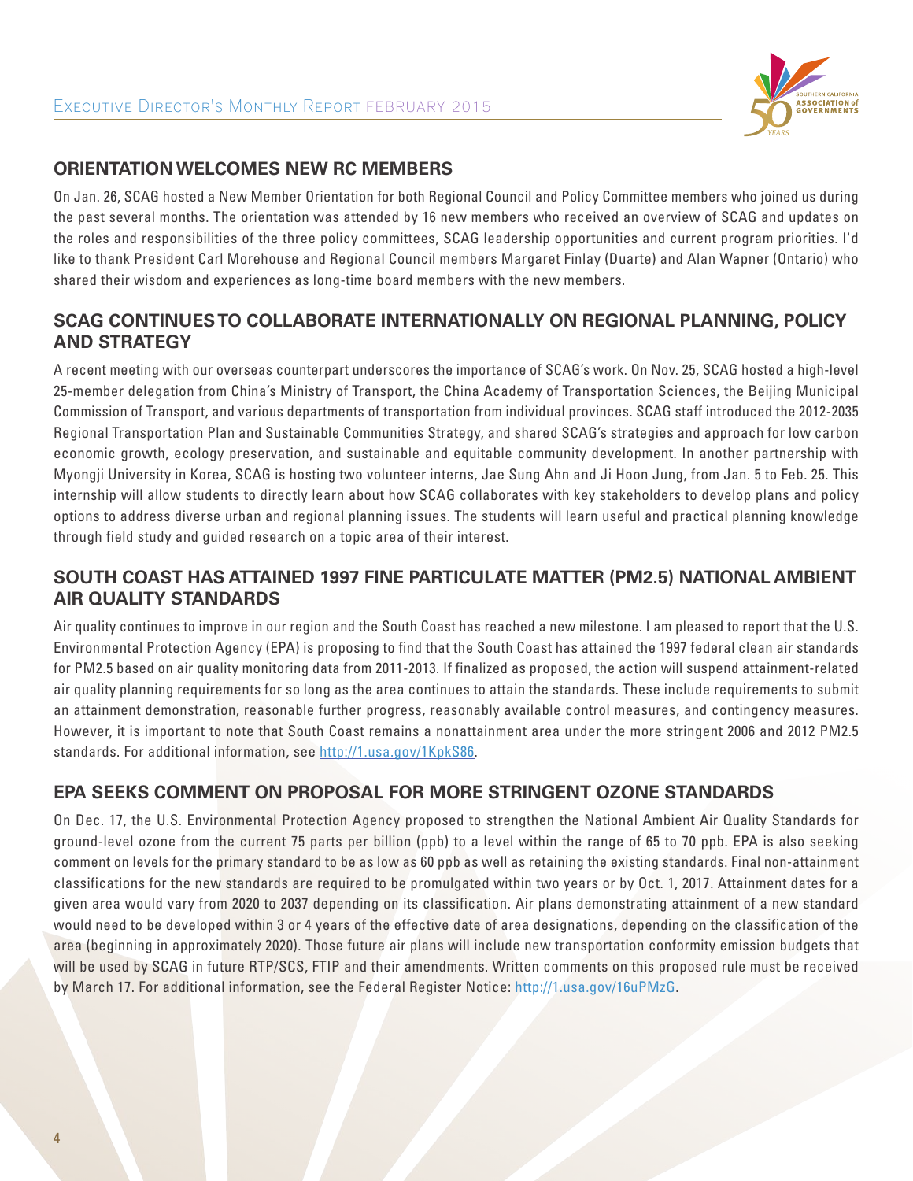## ORIENTATION WELCOMES NEW RC MEMBERS

On Jan. 26, SCAG hosted a New Member Orientation for both Regional Council and Policy Committee members who joined us during the past several months. The orientation was attended by 16 new members who received an overview of SCAG and updates on the roles and responsibilities of the three policy committees, SCAG leadership opportunities and current program priorities. I'd like to thank President Carl Morehouse and Regional Council members Margaret Finlay (Duarte) and Alan Wapner (Ontario) who shared their wisdom and experiences as long-time board members with the new members.

## SCAG CONTINUES TO COLLABORATE INTERNATIONALLY ON REGIONAL PLANNING, POLICY AND STRATEGY

A recent meeting with our overseas counterpart underscores the importance of SCAG's work. On Nov. 25, SCAG hosted a high-level 25-member delegation from China's Ministry of Transport, the China Academy of Transportation Sciences, the Beijing Municipal Commission of Transport, and various departments of transportation from individual provinces. SCAG staff introduced the 2012-2035 Regional Transportation Plan and Sustainable Communities Strategy, and shared SCAG's strategies and approach for low carbon economic growth, ecology preservation, and sustainable and equitable community development. In another partnership with Myongji University in Korea, SCAG is hosting two volunteer interns, Jae Sung Ahn and Ji Hoon Jung, from Jan. 5 to Feb. 25. This internship will allow students to directly learn about how SCAG collaborates with key stakeholders to develop plans and policy options to address diverse urban and regional planning issues. The students will learn useful and practical planning knowledge through field study and guided research on a topic area of their interest.

## SOUTH COAST HAS ATTAINED 1997 FINE PARTICULATE MATTER (PM2.5) NATIONAL AMBIENT AIR QUALITY STANDARDS

Air quality continues to improve in our region and the South Coast has reached a new milestone. I am pleased to report that the U.S. Environmental Protection Agency (EPA) is proposing to find that the South Coast has attained the 1997 federal clean air standards for PM2.5 based on air quality monitoring data from 2011-2013. If finalized as proposed, the action will suspend attainment-related air quality planning requirements for so long as the area continues to attain the standards. These include requirements to submit an attainment demonstration, reasonable further progress, reasonably available control measures, and contingency measures. However, it is important to note that South Coast remains a nonattainment area under the more stringent 2006 and 2012 PM2.5 standards. For additional information, see http://1.usa.gov/1KpkS86.

## EPA SEEKS COMMENT ON PROPOSAL FOR MORE STRINGENT OZONE STANDARDS

On Dec. 17, the U.S. Environmental Protection Agency proposed to strengthen the National Ambient Air Quality Standards for ground-level ozone from the current 75 parts per billion (ppb) to a level within the range of 65 to 70 ppb. EPA is also seeking comment on levels for the primary standard to be as low as 60 ppb as well as retaining the existing standards. Final non-attainment classifications for the new standards are required to be promulgated within two years or by Oct. 1, 2017. Attainment dates for a given area would vary from 2020 to 2037 depending on its classification. Air plans demonstrating attainment of a new standard would need to be developed within 3 or 4 years of the effective date of area designations, depending on the classification of the area (beginning in approximately 2020). Those future air plans will include new transportation conformity emission budgets that will be used by SCAG in future RTP/SCS, FTIP and their amendments. Written comments on this proposed rule must be received by March 17. For additional information, see the Federal Register Notice: http://1.usa.gov/16uPMzG.